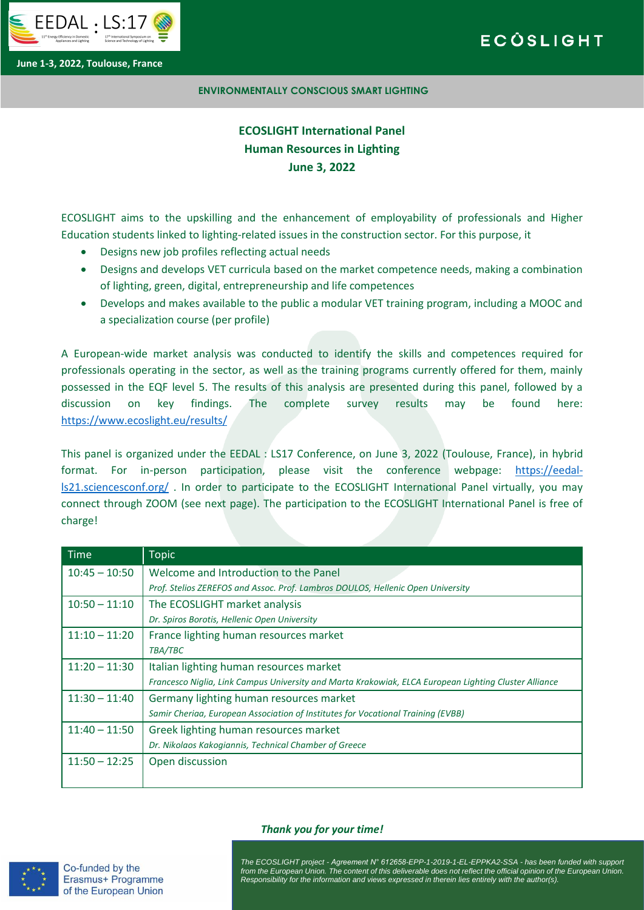June 1-3, 2022, Toulouse, France

ENVIRONMENTALLY CONSCIOUS SMART LIGHTING

# ECOSLIGHT International Panel
## Human Resources in Lighting
## June 3, 2022

ECOSLIGHT aims to the upskilling and the enhancement of employability of professionals and Higher Education students linked to lighting-related issues in the construction sector. For this purpose, it

- Designs new job profiles reflecting actual needs
- Designs and develops VET curricula based on the market competence needs, making a combination of lighting, green, digital, entrepreneurship and life competences
- Develops and makes available to the public a modular VET training program, including a MOOC and a specialization course (per profile)

A European-wide market analysis was conducted to identify the skills and competences required for professionals operating in the sector, as well as the training programs currently offered for them, mainly possessed in the EQF level 5. The results of this analysis are presented during this panel, followed by a discussion on key findings. The complete survey results may be found here: https://www.ecoslight.eu/results/

This panel is organized under the EEDAL : LS17 Conference, on June 3, 2022 (Toulouse, France), in hybrid format. For in-person participation, please visit the conference webpage: https://eedal-ls21.sciencesconf.org/ . In order to participate to the ECOSLIGHT International Panel virtually, you may connect through ZOOM (see next page). The participation to the ECOSLIGHT International Panel is free of charge!

| Time | Topic |
|---|---|
| 10:45 – 10:50 | Welcome and Introduction to the Panel<br>*Prof. Stelios ZEREFOS and Assoc. Prof. Lambros DOULOS, Hellenic Open University* |
| 10:50 – 11:10 | The ECOSLIGHT market analysis<br>*Dr. Spiros Borotis, Hellenic Open University* |
| 11:10 – 11:20 | France lighting human resources market<br>*TBA/TBC* |
| 11:20 – 11:30 | Italian lighting human resources market<br>*Francesco Niglia, Link Campus University and Marta Krakowiak, ELCA European Lighting Cluster Alliance* |
| 11:30 – 11:40 | Germany lighting human resources market<br>*Samir Cheriaa, European Association of Institutes for Vocational Training (EVBB)* |
| 11:40 – 11:50 | Greek lighting human resources market<br>*Dr. Nikolaos Kakogiannis, Technical Chamber of Greece* |
| 11:50 – 12:25 | Open discussion |

***Thank you for your time!***

Co-funded by the Erasmus+ Programme of the European Union

*The ECOSLIGHT project - Agreement N° 612658-EPP-1-2019-1-EL-EPPKA2-SSA - has been funded with support from the European Union. The content of this deliverable does not reflect the official opinion of the European Union. Responsibility for the information and views expressed in therein lies entirely with the author(s).*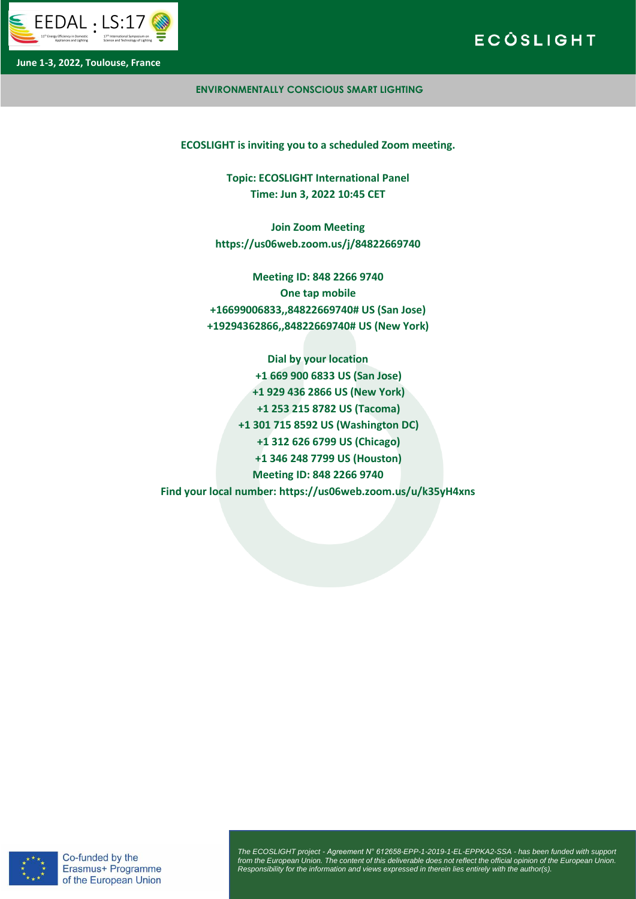**ECOSLIGHT is inviting you to a scheduled Zoom meeting.**

**Topic: ECOSLIGHT International Panel**
**Time: Jun 3, 2022 10:45 CET**

**Join Zoom Meeting**
**https://us06web.zoom.us/j/84822669740**

**Meeting ID: 848 2266 9740**
**One tap mobile**
**+16699006833,,84822669740# US (San Jose)**
**+19294362866,,84822669740# US (New York)**

**Dial by your location**
**+1 669 900 6833 US (San Jose)**
**+1 929 436 2866 US (New York)**
**+1 253 215 8782 US (Tacoma)**
**+1 301 715 8592 US (Washington DC)**
**+1 312 626 6799 US (Chicago)**
**+1 346 248 7799 US (Houston)**
**Meeting ID: 848 2266 9740**
**Find your local number: https://us06web.zoom.us/u/k35yH4xns**